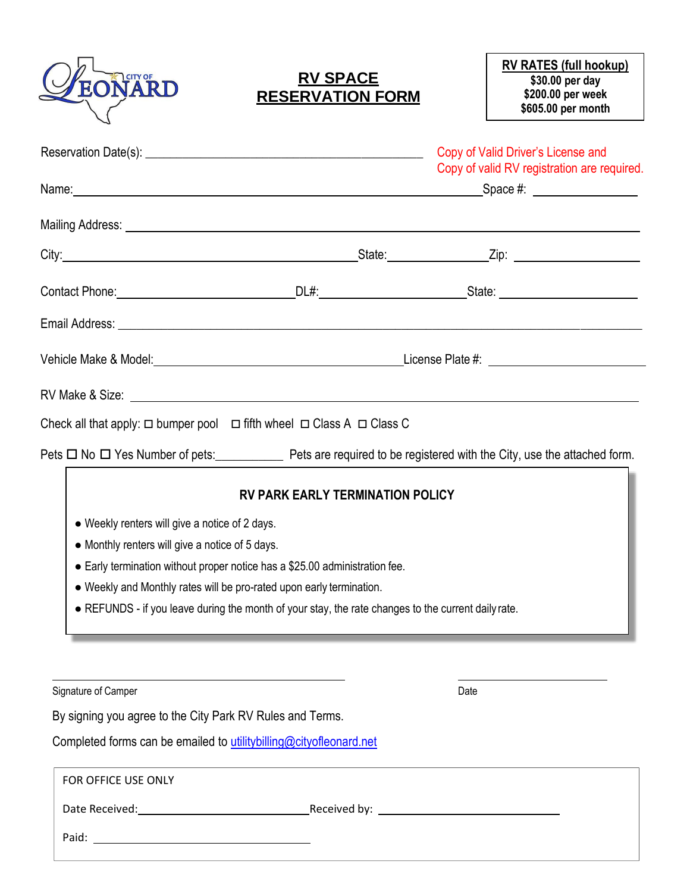CITY OF LEONARD

# RV SPACE RESERVATION FORM

**RV RATES (full hookup)**
**$30.00 per day**
**$200.00 per week**
**$605.00 per month**

Reservation Date(s): ___________________________________________

Copy of Valid Driver's License and Copy of valid RV registration are required.

Name: ______________________________________________ Space #: ______________

Mailing Address: ______________________________________________________________

City: ______________________________ State: ______________ Zip: ______________

Contact Phone: ____________________ DL#: ____________________ State: ____________________

Email Address: ______________________________________________________________

Vehicle Make & Model: ____________________________ License Plate #: ____________________

RV Make & Size: ______________________________________________________________

Check all that apply: ☐ bumper pool ☐ fifth wheel ☐ Class A ☐ Class C

Pets ☐ No ☐ Yes Number of pets:__________ Pets are required to be registered with the City, use the attached form.

## RV PARK EARLY TERMINATION POLICY

- Weekly renters will give a notice of 2 days.
- Monthly renters will give a notice of 5 days.
- Early termination without proper notice has a $25.00 administration fee.
- Weekly and Monthly rates will be pro-rated upon early termination.
- REFUNDS - if you leave during the month of your stay, the rate changes to the current daily rate.

______________________________________ ____________________
Signature of Camper Date

By signing you agree to the City Park RV Rules and Terms.

Completed forms can be emailed to [utilitybilling@cityofleonard.net](mailto:utilitybilling@cityofleonard.net)

FOR OFFICE USE ONLY

Date Received: ____________________ Received by: ____________________

Paid: ____________________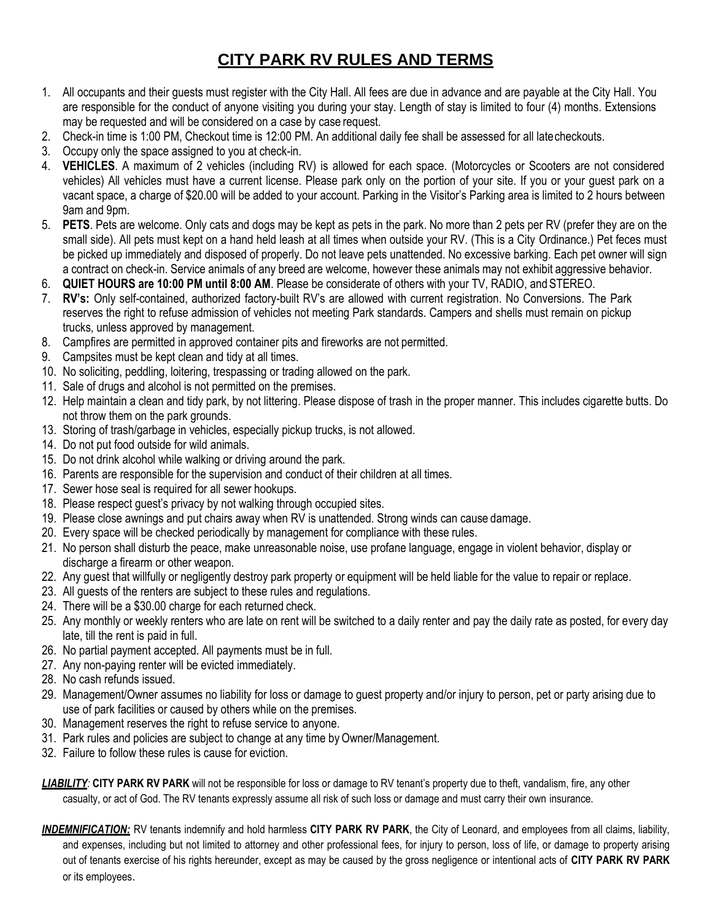# CITY PARK RV RULES AND TERMS

1. All occupants and their guests must register with the City Hall. All fees are due in advance and are payable at the City Hall. You are responsible for the conduct of anyone visiting you during your stay. Length of stay is limited to four (4) months. Extensions may be requested and will be considered on a case by case request.
2. Check-in time is 1:00 PM, Checkout time is 12:00 PM. An additional daily fee shall be assessed for all late checkouts.
3. Occupy only the space assigned to you at check-in.
4. **VEHICLES**. A maximum of 2 vehicles (including RV) is allowed for each space. (Motorcycles or Scooters are not considered vehicles) All vehicles must have a current license. Please park only on the portion of your site. If you or your guest park on a vacant space, a charge of $20.00 will be added to your account. Parking in the Visitor's Parking area is limited to 2 hours between 9am and 9pm.
5. **PETS**. Pets are welcome. Only cats and dogs may be kept as pets in the park. No more than 2 pets per RV (prefer they are on the small side). All pets must kept on a hand held leash at all times when outside your RV. (This is a City Ordinance.) Pet feces must be picked up immediately and disposed of properly. Do not leave pets unattended. No excessive barking. Each pet owner will sign a contract on check-in. Service animals of any breed are welcome, however these animals may not exhibit aggressive behavior.
6. **QUIET HOURS are 10:00 PM until 8:00 AM**. Please be considerate of others with your TV, RADIO, and STEREO.
7. **RV's:** Only self-contained, authorized factory-built RV's are allowed with current registration. No Conversions. The Park reserves the right to refuse admission of vehicles not meeting Park standards. Campers and shells must remain on pickup trucks, unless approved by management.
8. Campfires are permitted in approved container pits and fireworks are not permitted.
9. Campsites must be kept clean and tidy at all times.
10. No soliciting, peddling, loitering, trespassing or trading allowed on the park.
11. Sale of drugs and alcohol is not permitted on the premises.
12. Help maintain a clean and tidy park, by not littering. Please dispose of trash in the proper manner. This includes cigarette butts. Do not throw them on the park grounds.
13. Storing of trash/garbage in vehicles, especially pickup trucks, is not allowed.
14. Do not put food outside for wild animals.
15. Do not drink alcohol while walking or driving around the park.
16. Parents are responsible for the supervision and conduct of their children at all times.
17. Sewer hose seal is required for all sewer hookups.
18. Please respect guest's privacy by not walking through occupied sites.
19. Please close awnings and put chairs away when RV is unattended. Strong winds can cause damage.
20. Every space will be checked periodically by management for compliance with these rules.
21. No person shall disturb the peace, make unreasonable noise, use profane language, engage in violent behavior, display or discharge a firearm or other weapon.
22. Any guest that willfully or negligently destroy park property or equipment will be held liable for the value to repair or replace.
23. All guests of the renters are subject to these rules and regulations.
24. There will be a $30.00 charge for each returned check.
25. Any monthly or weekly renters who are late on rent will be switched to a daily renter and pay the daily rate as posted, for every day late, till the rent is paid in full.
26. No partial payment accepted. All payments must be in full.
27. Any non-paying renter will be evicted immediately.
28. No cash refunds issued.
29. Management/Owner assumes no liability for loss or damage to guest property and/or injury to person, pet or party arising due to use of park facilities or caused by others while on the premises.
30. Management reserves the right to refuse service to anyone.
31. Park rules and policies are subject to change at any time by Owner/Management.
32. Failure to follow these rules is cause for eviction.

***LIABILITY***: **CITY PARK RV PARK** will not be responsible for loss or damage to RV tenant's property due to theft, vandalism, fire, any other casualty, or act of God. The RV tenants expressly assume all risk of such loss or damage and must carry their own insurance.

***INDEMNIFICATION:*** RV tenants indemnify and hold harmless **CITY PARK RV PARK**, the City of Leonard, and employees from all claims, liability, and expenses, including but not limited to attorney and other professional fees, for injury to person, loss of life, or damage to property arising out of tenants exercise of his rights hereunder, except as may be caused by the gross negligence or intentional acts of **CITY PARK RV PARK** or its employees.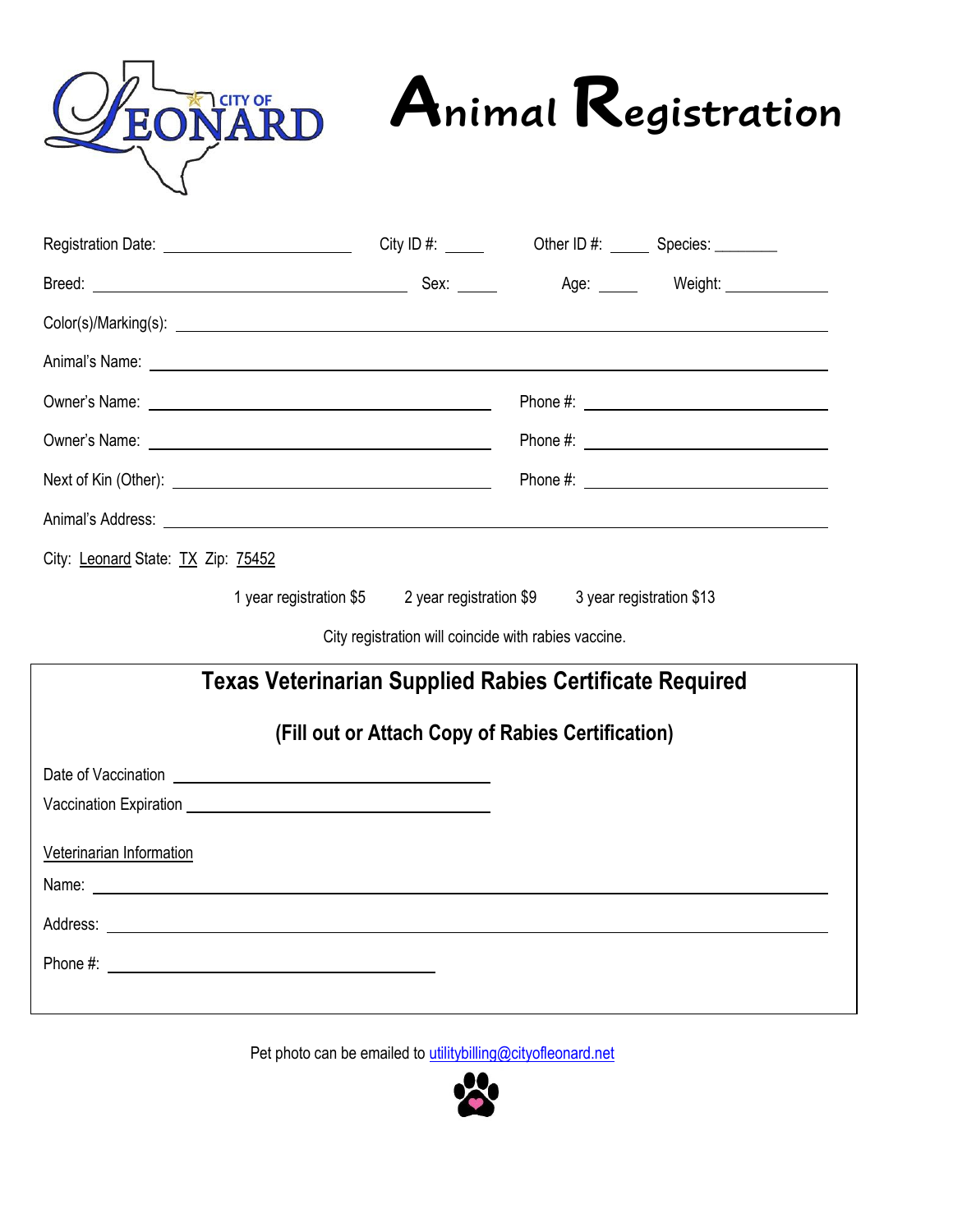CITY OF LEONARD

# Animal Registration

Registration Date: ____________________ City ID #: _____ Other ID #: _____ Species: ________

Breed: ________________________________ Sex: _____ Age: _____ Weight: ____________

Color(s)/Marking(s): ____________________________________________________________

Animal's Name: ________________________________________________________________

Owner's Name: ______________________________ Phone #: ______________________

Owner's Name: ______________________________ Phone #: ______________________

Next of Kin (Other): __________________________ Phone #: ______________________

Animal's Address: ______________________________________________________________

City: Leonard State: TX Zip: 75452

1 year registration $5 2 year registration $9 3 year registration $13

City registration will coincide with rabies vaccine.

## Texas Veterinarian Supplied Rabies Certificate Required

### (Fill out or Attach Copy of Rabies Certification)

Date of Vaccination ______________________________

Vaccination Expiration ______________________________

Veterinarian Information

Name: ________________________________________________________________________

Address: ______________________________________________________________________

Phone #: ______________________________

Pet photo can be emailed to utilitybilling@cityofleonard.net